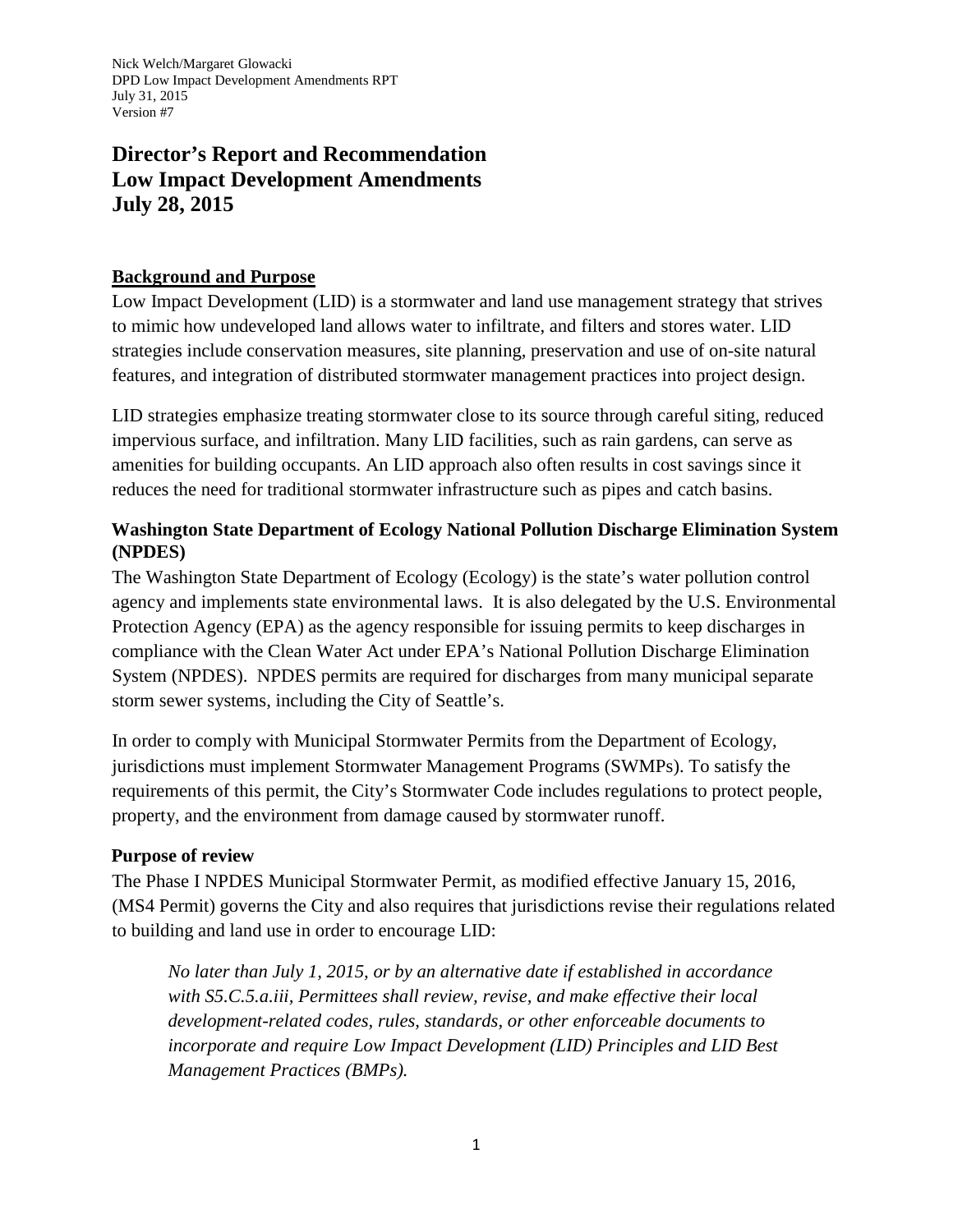Nick Welch/Margaret Glowacki
DPD Low Impact Development Amendments RPT
July 31, 2015
Version #7

# Director's Report and Recommendation Low Impact Development Amendments July 28, 2015

## Background and Purpose

Low Impact Development (LID) is a stormwater and land use management strategy that strives to mimic how undeveloped land allows water to infiltrate, and filters and stores water. LID strategies include conservation measures, site planning, preservation and use of on-site natural features, and integration of distributed stormwater management practices into project design.

LID strategies emphasize treating stormwater close to its source through careful siting, reduced impervious surface, and infiltration. Many LID facilities, such as rain gardens, can serve as amenities for building occupants. An LID approach also often results in cost savings since it reduces the need for traditional stormwater infrastructure such as pipes and catch basins.

### Washington State Department of Ecology National Pollution Discharge Elimination System (NPDES)

The Washington State Department of Ecology (Ecology) is the state's water pollution control agency and implements state environmental laws. It is also delegated by the U.S. Environmental Protection Agency (EPA) as the agency responsible for issuing permits to keep discharges in compliance with the Clean Water Act under EPA's National Pollution Discharge Elimination System (NPDES). NPDES permits are required for discharges from many municipal separate storm sewer systems, including the City of Seattle's.

In order to comply with Municipal Stormwater Permits from the Department of Ecology, jurisdictions must implement Stormwater Management Programs (SWMPs). To satisfy the requirements of this permit, the City's Stormwater Code includes regulations to protect people, property, and the environment from damage caused by stormwater runoff.

### Purpose of review

The Phase I NPDES Municipal Stormwater Permit, as modified effective January 15, 2016, (MS4 Permit) governs the City and also requires that jurisdictions revise their regulations related to building and land use in order to encourage LID:

> *No later than July 1, 2015, or by an alternative date if established in accordance with S5.C.5.a.iii, Permittees shall review, revise, and make effective their local development-related codes, rules, standards, or other enforceable documents to incorporate and require Low Impact Development (LID) Principles and LID Best Management Practices (BMPs).*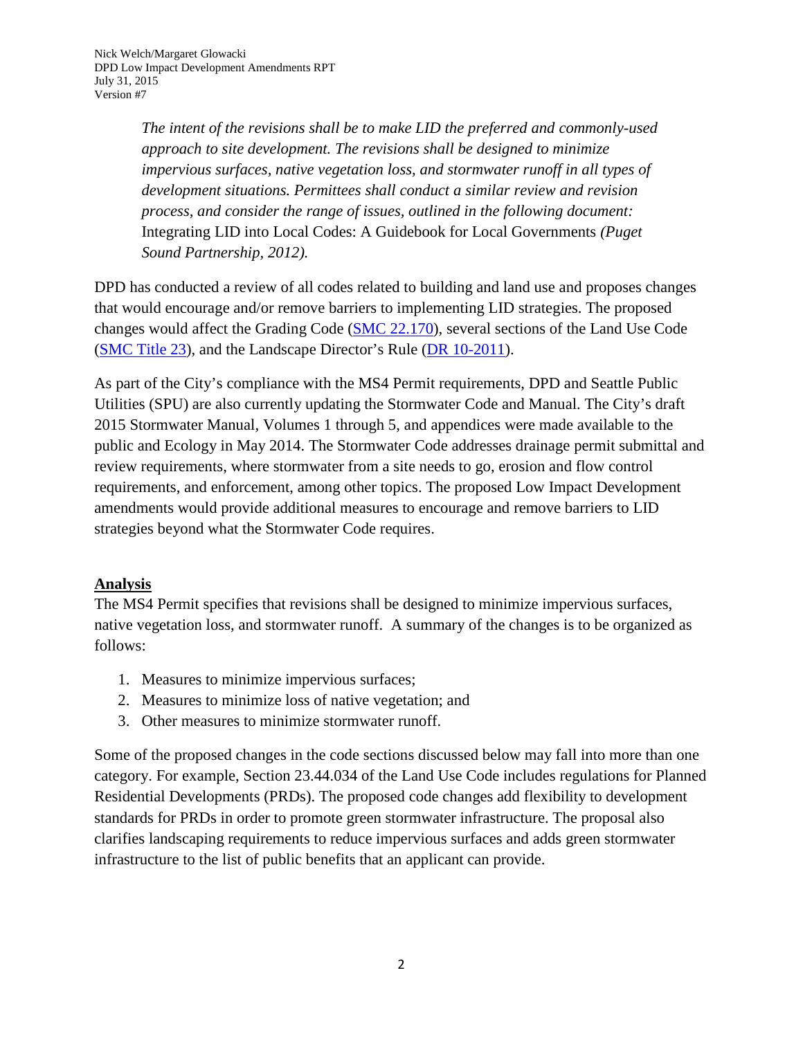> *The intent of the revisions shall be to make LID the preferred and commonly-used approach to site development. The revisions shall be designed to minimize impervious surfaces, native vegetation loss, and stormwater runoff in all types of development situations. Permittees shall conduct a similar review and revision process, and consider the range of issues, outlined in the following document:* Integrating LID into Local Codes: A Guidebook for Local Governments *(Puget Sound Partnership, 2012).*

DPD has conducted a review of all codes related to building and land use and proposes changes that would encourage and/or remove barriers to implementing LID strategies. The proposed changes would affect the Grading Code (SMC 22.170), several sections of the Land Use Code (SMC Title 23), and the Landscape Director's Rule (DR 10-2011).

As part of the City's compliance with the MS4 Permit requirements, DPD and Seattle Public Utilities (SPU) are also currently updating the Stormwater Code and Manual. The City's draft 2015 Stormwater Manual, Volumes 1 through 5, and appendices were made available to the public and Ecology in May 2014. The Stormwater Code addresses drainage permit submittal and review requirements, where stormwater from a site needs to go, erosion and flow control requirements, and enforcement, among other topics. The proposed Low Impact Development amendments would provide additional measures to encourage and remove barriers to LID strategies beyond what the Stormwater Code requires.

## Analysis

The MS4 Permit specifies that revisions shall be designed to minimize impervious surfaces, native vegetation loss, and stormwater runoff. A summary of the changes is to be organized as follows:

1. Measures to minimize impervious surfaces;
2. Measures to minimize loss of native vegetation; and
3. Other measures to minimize stormwater runoff.

Some of the proposed changes in the code sections discussed below may fall into more than one category. For example, Section 23.44.034 of the Land Use Code includes regulations for Planned Residential Developments (PRDs). The proposed code changes add flexibility to development standards for PRDs in order to promote green stormwater infrastructure. The proposal also clarifies landscaping requirements to reduce impervious surfaces and adds green stormwater infrastructure to the list of public benefits that an applicant can provide.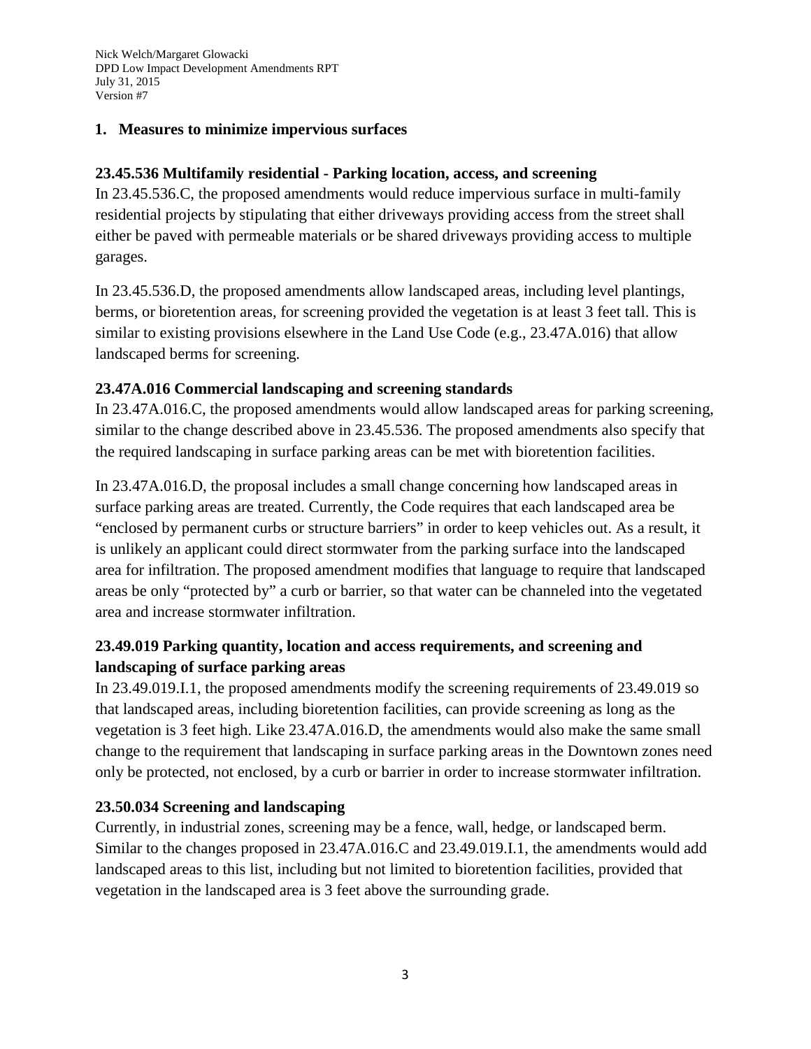## 1. Measures to minimize impervious surfaces

### 23.45.536 Multifamily residential - Parking location, access, and screening

In 23.45.536.C, the proposed amendments would reduce impervious surface in multi-family residential projects by stipulating that either driveways providing access from the street shall either be paved with permeable materials or be shared driveways providing access to multiple garages.

In 23.45.536.D, the proposed amendments allow landscaped areas, including level plantings, berms, or bioretention areas, for screening provided the vegetation is at least 3 feet tall. This is similar to existing provisions elsewhere in the Land Use Code (e.g., 23.47A.016) that allow landscaped berms for screening.

### 23.47A.016 Commercial landscaping and screening standards

In 23.47A.016.C, the proposed amendments would allow landscaped areas for parking screening, similar to the change described above in 23.45.536. The proposed amendments also specify that the required landscaping in surface parking areas can be met with bioretention facilities.

In 23.47A.016.D, the proposal includes a small change concerning how landscaped areas in surface parking areas are treated. Currently, the Code requires that each landscaped area be "enclosed by permanent curbs or structure barriers" in order to keep vehicles out. As a result, it is unlikely an applicant could direct stormwater from the parking surface into the landscaped area for infiltration. The proposed amendment modifies that language to require that landscaped areas be only "protected by" a curb or barrier, so that water can be channeled into the vegetated area and increase stormwater infiltration.

### 23.49.019 Parking quantity, location and access requirements, and screening and landscaping of surface parking areas

In 23.49.019.I.1, the proposed amendments modify the screening requirements of 23.49.019 so that landscaped areas, including bioretention facilities, can provide screening as long as the vegetation is 3 feet high. Like 23.47A.016.D, the amendments would also make the same small change to the requirement that landscaping in surface parking areas in the Downtown zones need only be protected, not enclosed, by a curb or barrier in order to increase stormwater infiltration.

### 23.50.034 Screening and landscaping

Currently, in industrial zones, screening may be a fence, wall, hedge, or landscaped berm. Similar to the changes proposed in 23.47A.016.C and 23.49.019.I.1, the amendments would add landscaped areas to this list, including but not limited to bioretention facilities, provided that vegetation in the landscaped area is 3 feet above the surrounding grade.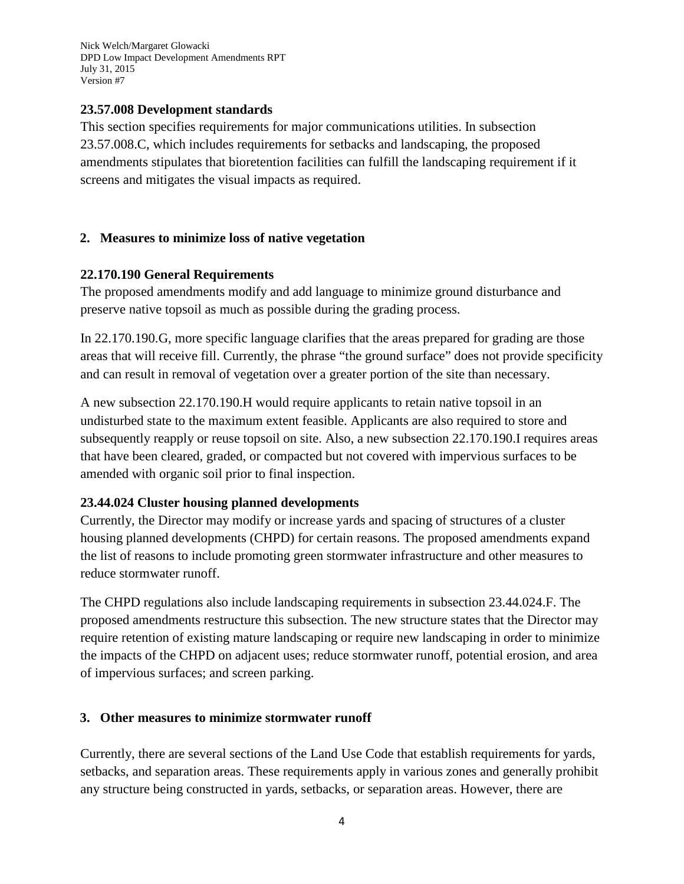### 23.57.008 Development standards

This section specifies requirements for major communications utilities. In subsection 23.57.008.C, which includes requirements for setbacks and landscaping, the proposed amendments stipulates that bioretention facilities can fulfill the landscaping requirement if it screens and mitigates the visual impacts as required.

## 2. Measures to minimize loss of native vegetation

### 22.170.190 General Requirements

The proposed amendments modify and add language to minimize ground disturbance and preserve native topsoil as much as possible during the grading process.

In 22.170.190.G, more specific language clarifies that the areas prepared for grading are those areas that will receive fill. Currently, the phrase "the ground surface" does not provide specificity and can result in removal of vegetation over a greater portion of the site than necessary.

A new subsection 22.170.190.H would require applicants to retain native topsoil in an undisturbed state to the maximum extent feasible. Applicants are also required to store and subsequently reapply or reuse topsoil on site. Also, a new subsection 22.170.190.I requires areas that have been cleared, graded, or compacted but not covered with impervious surfaces to be amended with organic soil prior to final inspection.

### 23.44.024 Cluster housing planned developments

Currently, the Director may modify or increase yards and spacing of structures of a cluster housing planned developments (CHPD) for certain reasons. The proposed amendments expand the list of reasons to include promoting green stormwater infrastructure and other measures to reduce stormwater runoff.

The CHPD regulations also include landscaping requirements in subsection 23.44.024.F. The proposed amendments restructure this subsection. The new structure states that the Director may require retention of existing mature landscaping or require new landscaping in order to minimize the impacts of the CHPD on adjacent uses; reduce stormwater runoff, potential erosion, and area of impervious surfaces; and screen parking.

## 3. Other measures to minimize stormwater runoff

Currently, there are several sections of the Land Use Code that establish requirements for yards, setbacks, and separation areas. These requirements apply in various zones and generally prohibit any structure being constructed in yards, setbacks, or separation areas. However, there are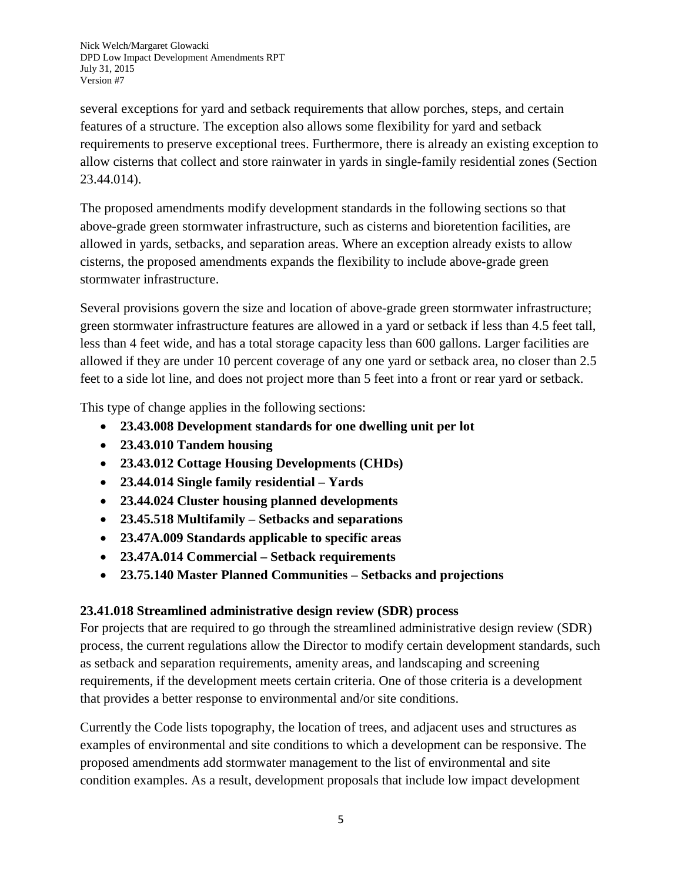several exceptions for yard and setback requirements that allow porches, steps, and certain features of a structure. The exception also allows some flexibility for yard and setback requirements to preserve exceptional trees. Furthermore, there is already an existing exception to allow cisterns that collect and store rainwater in yards in single-family residential zones (Section 23.44.014).

The proposed amendments modify development standards in the following sections so that above-grade green stormwater infrastructure, such as cisterns and bioretention facilities, are allowed in yards, setbacks, and separation areas. Where an exception already exists to allow cisterns, the proposed amendments expands the flexibility to include above-grade green stormwater infrastructure.

Several provisions govern the size and location of above-grade green stormwater infrastructure; green stormwater infrastructure features are allowed in a yard or setback if less than 4.5 feet tall, less than 4 feet wide, and has a total storage capacity less than 600 gallons. Larger facilities are allowed if they are under 10 percent coverage of any one yard or setback area, no closer than 2.5 feet to a side lot line, and does not project more than 5 feet into a front or rear yard or setback.

This type of change applies in the following sections:

- **23.43.008 Development standards for one dwelling unit per lot**
- **23.43.010 Tandem housing**
- **23.43.012 Cottage Housing Developments (CHDs)**
- **23.44.014 Single family residential – Yards**
- **23.44.024 Cluster housing planned developments**
- **23.45.518 Multifamily – Setbacks and separations**
- **23.47A.009 Standards applicable to specific areas**
- **23.47A.014 Commercial – Setback requirements**
- **23.75.140 Master Planned Communities – Setbacks and projections**

### 23.41.018 Streamlined administrative design review (SDR) process

For projects that are required to go through the streamlined administrative design review (SDR) process, the current regulations allow the Director to modify certain development standards, such as setback and separation requirements, amenity areas, and landscaping and screening requirements, if the development meets certain criteria. One of those criteria is a development that provides a better response to environmental and/or site conditions.

Currently the Code lists topography, the location of trees, and adjacent uses and structures as examples of environmental and site conditions to which a development can be responsive. The proposed amendments add stormwater management to the list of environmental and site condition examples. As a result, development proposals that include low impact development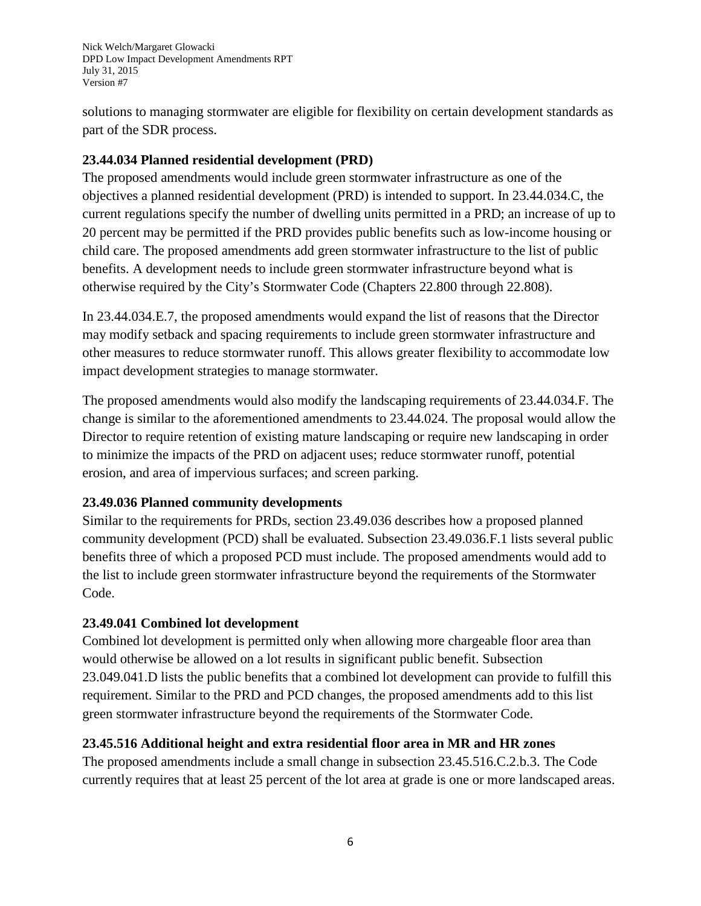solutions to managing stormwater are eligible for flexibility on certain development standards as part of the SDR process.

**23.44.034 Planned residential development (PRD)**

The proposed amendments would include green stormwater infrastructure as one of the objectives a planned residential development (PRD) is intended to support. In 23.44.034.C, the current regulations specify the number of dwelling units permitted in a PRD; an increase of up to 20 percent may be permitted if the PRD provides public benefits such as low-income housing or child care. The proposed amendments add green stormwater infrastructure to the list of public benefits. A development needs to include green stormwater infrastructure beyond what is otherwise required by the City's Stormwater Code (Chapters 22.800 through 22.808).

In 23.44.034.E.7, the proposed amendments would expand the list of reasons that the Director may modify setback and spacing requirements to include green stormwater infrastructure and other measures to reduce stormwater runoff. This allows greater flexibility to accommodate low impact development strategies to manage stormwater.

The proposed amendments would also modify the landscaping requirements of 23.44.034.F. The change is similar to the aforementioned amendments to 23.44.024. The proposal would allow the Director to require retention of existing mature landscaping or require new landscaping in order to minimize the impacts of the PRD on adjacent uses; reduce stormwater runoff, potential erosion, and area of impervious surfaces; and screen parking.

**23.49.036 Planned community developments**

Similar to the requirements for PRDs, section 23.49.036 describes how a proposed planned community development (PCD) shall be evaluated. Subsection 23.49.036.F.1 lists several public benefits three of which a proposed PCD must include. The proposed amendments would add to the list to include green stormwater infrastructure beyond the requirements of the Stormwater Code.

**23.49.041 Combined lot development**

Combined lot development is permitted only when allowing more chargeable floor area than would otherwise be allowed on a lot results in significant public benefit. Subsection 23.049.041.D lists the public benefits that a combined lot development can provide to fulfill this requirement. Similar to the PRD and PCD changes, the proposed amendments add to this list green stormwater infrastructure beyond the requirements of the Stormwater Code.

**23.45.516 Additional height and extra residential floor area in MR and HR zones**

The proposed amendments include a small change in subsection 23.45.516.C.2.b.3. The Code currently requires that at least 25 percent of the lot area at grade is one or more landscaped areas.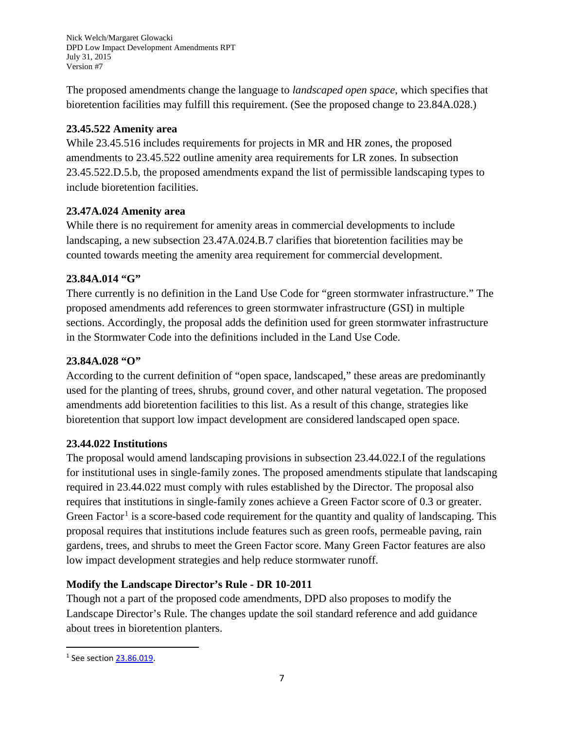The proposed amendments change the language to *landscaped open space*, which specifies that bioretention facilities may fulfill this requirement. (See the proposed change to 23.84A.028.)

**23.45.522 Amenity area**

While 23.45.516 includes requirements for projects in MR and HR zones, the proposed amendments to 23.45.522 outline amenity area requirements for LR zones. In subsection 23.45.522.D.5.b, the proposed amendments expand the list of permissible landscaping types to include bioretention facilities.

**23.47A.024 Amenity area**

While there is no requirement for amenity areas in commercial developments to include landscaping, a new subsection 23.47A.024.B.7 clarifies that bioretention facilities may be counted towards meeting the amenity area requirement for commercial development.

**23.84A.014 "G"**

There currently is no definition in the Land Use Code for "green stormwater infrastructure." The proposed amendments add references to green stormwater infrastructure (GSI) in multiple sections. Accordingly, the proposal adds the definition used for green stormwater infrastructure in the Stormwater Code into the definitions included in the Land Use Code.

**23.84A.028 "O"**

According to the current definition of "open space, landscaped," these areas are predominantly used for the planting of trees, shrubs, ground cover, and other natural vegetation. The proposed amendments add bioretention facilities to this list. As a result of this change, strategies like bioretention that support low impact development are considered landscaped open space.

**23.44.022 Institutions**

The proposal would amend landscaping provisions in subsection 23.44.022.I of the regulations for institutional uses in single-family zones. The proposed amendments stipulate that landscaping required in 23.44.022 must comply with rules established by the Director. The proposal also requires that institutions in single-family zones achieve a Green Factor score of 0.3 or greater. Green Factor[1] is a score-based code requirement for the quantity and quality of landscaping. This proposal requires that institutions include features such as green roofs, permeable paving, rain gardens, trees, and shrubs to meet the Green Factor score. Many Green Factor features are also low impact development strategies and help reduce stormwater runoff.

**Modify the Landscape Director's Rule - DR 10-2011**

Though not a part of the proposed code amendments, DPD also proposes to modify the Landscape Director's Rule. The changes update the soil standard reference and add guidance about trees in bioretention planters.

---

[1] See section 23.86.019.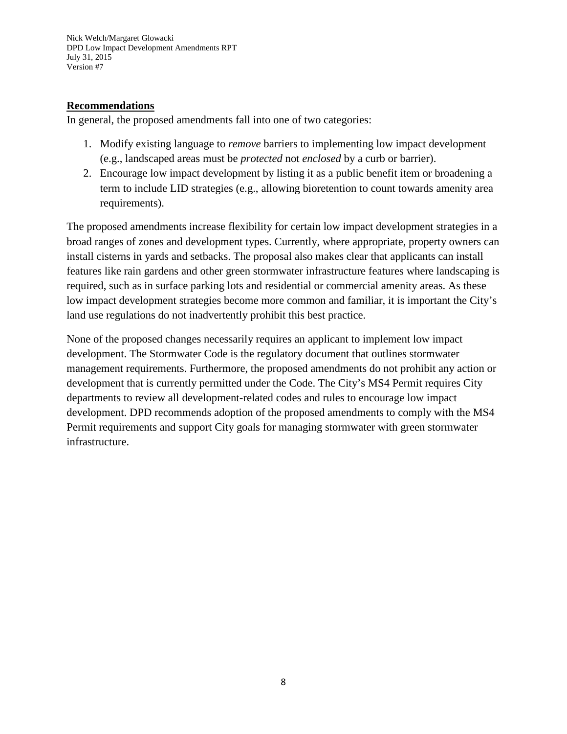**Recommendations**

In general, the proposed amendments fall into one of two categories:

1. Modify existing language to *remove* barriers to implementing low impact development (e.g., landscaped areas must be *protected* not *enclosed* by a curb or barrier).
2. Encourage low impact development by listing it as a public benefit item or broadening a term to include LID strategies (e.g., allowing bioretention to count towards amenity area requirements).

The proposed amendments increase flexibility for certain low impact development strategies in a broad ranges of zones and development types. Currently, where appropriate, property owners can install cisterns in yards and setbacks. The proposal also makes clear that applicants can install features like rain gardens and other green stormwater infrastructure features where landscaping is required, such as in surface parking lots and residential or commercial amenity areas. As these low impact development strategies become more common and familiar, it is important the City's land use regulations do not inadvertently prohibit this best practice.

None of the proposed changes necessarily requires an applicant to implement low impact development. The Stormwater Code is the regulatory document that outlines stormwater management requirements. Furthermore, the proposed amendments do not prohibit any action or development that is currently permitted under the Code. The City's MS4 Permit requires City departments to review all development-related codes and rules to encourage low impact development. DPD recommends adoption of the proposed amendments to comply with the MS4 Permit requirements and support City goals for managing stormwater with green stormwater infrastructure.